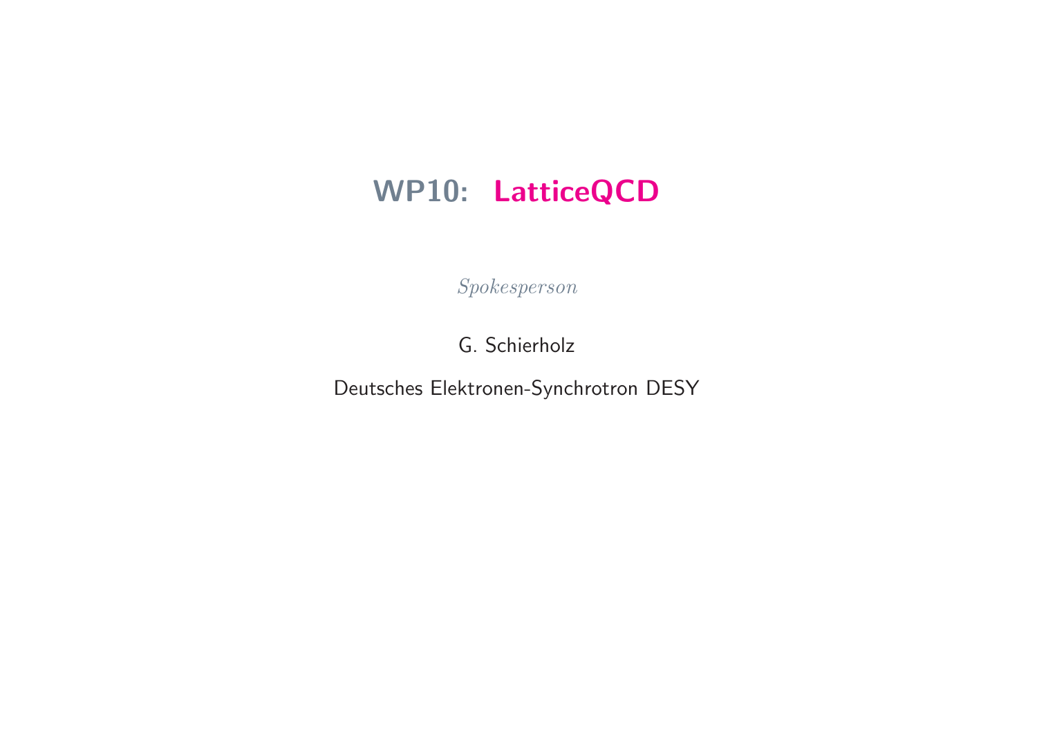# WP10: LatticeQCD

*Spokesperson*

G. Schierholz

Deutsches Elektronen-Synchrotron DESY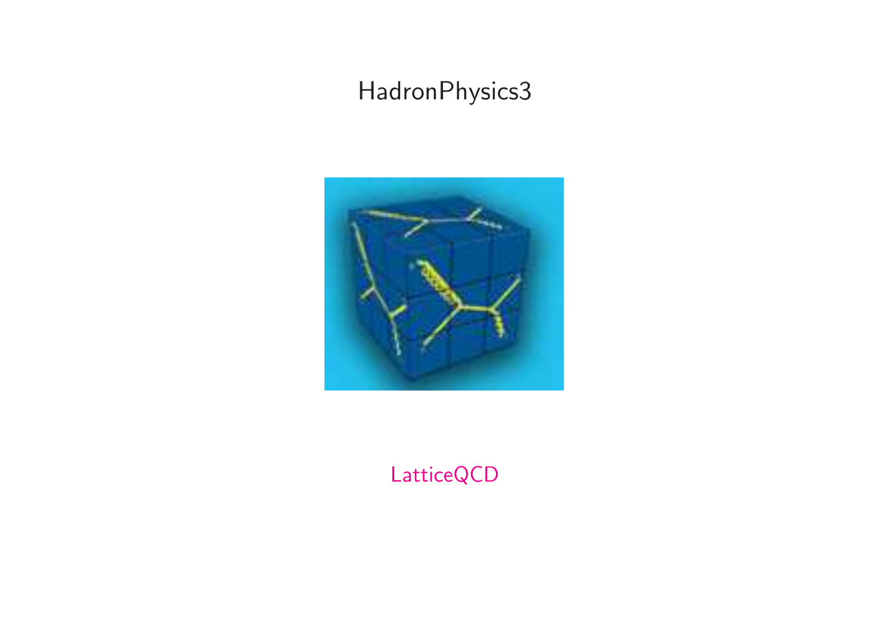HadronPhysics3

LatticeQCD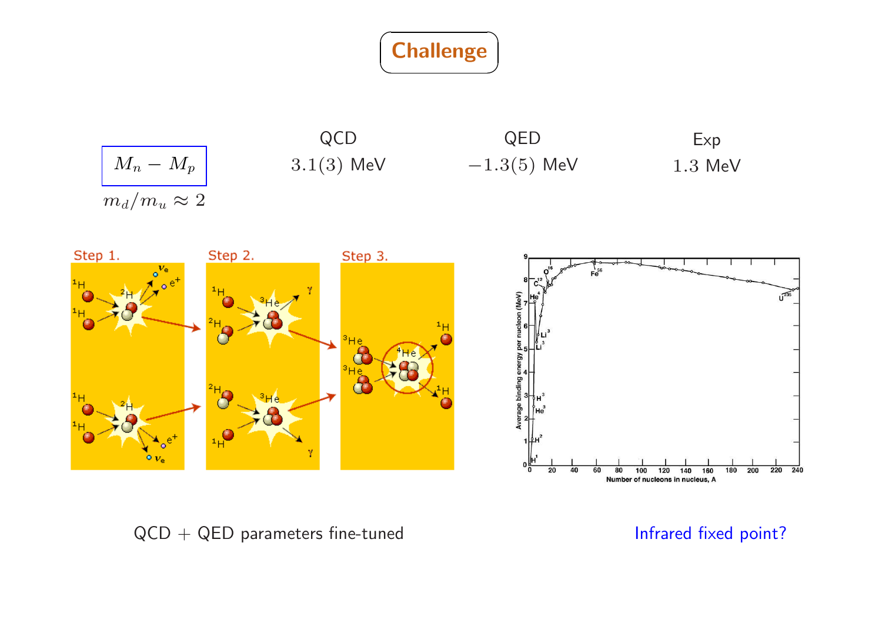# Challenge

| $M_n - M_p$ | QCD | QED | Exp |
|---|---|---|---|
| $m_d/m_u \approx 2$ | $3.1(3)$ MeV | $-1.3(5)$ MeV | $1.3$ MeV |

QCD + QED parameters fine-tuned

Infrared fixed point?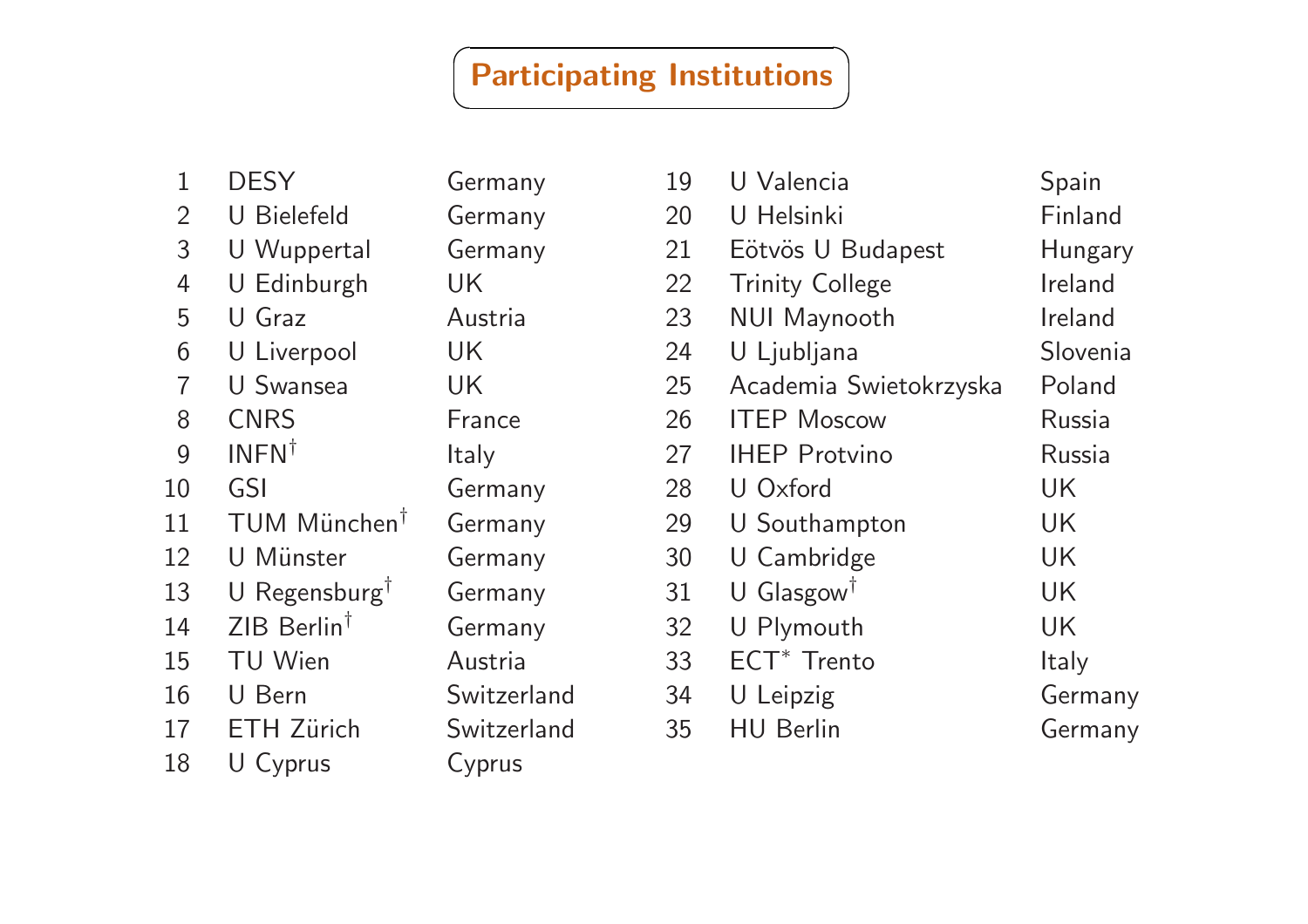## Participating Institutions

| # | Institution | Country |
|---|---|---|
| 1 | DESY | Germany |
| 2 | U Bielefeld | Germany |
| 3 | U Wuppertal | Germany |
| 4 | U Edinburgh | UK |
| 5 | U Graz | Austria |
| 6 | U Liverpool | UK |
| 7 | U Swansea | UK |
| 8 | CNRS | France |
| 9 | INFN† | Italy |
| 10 | GSI | Germany |
| 11 | TUM München† | Germany |
| 12 | U Münster | Germany |
| 13 | U Regensburg† | Germany |
| 14 | ZIB Berlin† | Germany |
| 15 | TU Wien | Austria |
| 16 | U Bern | Switzerland |
| 17 | ETH Zürich | Switzerland |
| 18 | U Cyprus | Cyprus |
| 19 | U Valencia | Spain |
| 20 | U Helsinki | Finland |
| 21 | Eötvös U Budapest | Hungary |
| 22 | Trinity College | Ireland |
| 23 | NUI Maynooth | Ireland |
| 24 | U Ljubljana | Slovenia |
| 25 | Academia Swietokrzyska | Poland |
| 26 | ITEP Moscow | Russia |
| 27 | IHEP Protvino | Russia |
| 28 | U Oxford | UK |
| 29 | U Southampton | UK |
| 30 | U Cambridge | UK |
| 31 | U Glasgow† | UK |
| 32 | U Plymouth | UK |
| 33 | ECT* Trento | Italy |
| 34 | U Leipzig | Germany |
| 35 | HU Berlin | Germany |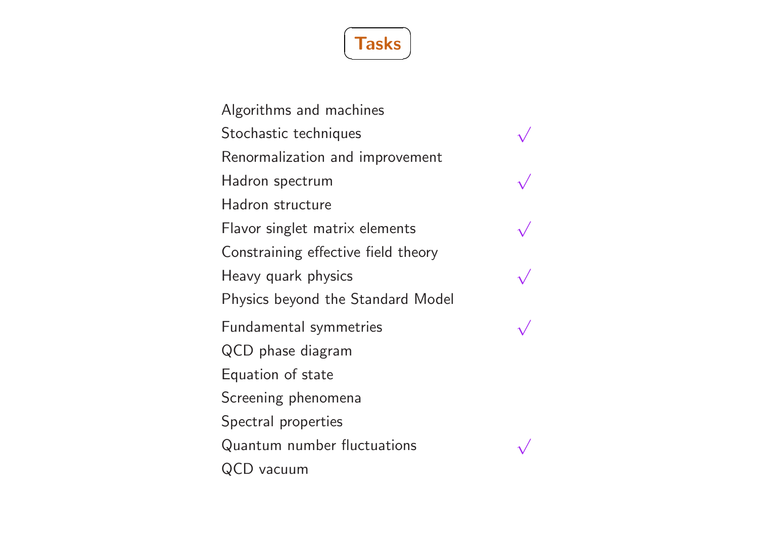# Tasks

| | |
|---|---|
| Algorithms and machines | |
| Stochastic techniques | $\surd$ |
| Renormalization and improvement | |
| Hadron spectrum | $\surd$ |
| Hadron structure | |
| Flavor singlet matrix elements | $\surd$ |
| Constraining effective field theory | |
| Heavy quark physics | $\surd$ |
| Physics beyond the Standard Model | |
| Fundamental symmetries | $\surd$ |
| QCD phase diagram | |
| Equation of state | |
| Screening phenomena | |
| Spectral properties | |
| Quantum number fluctuations | $\surd$ |
| QCD vacuum | |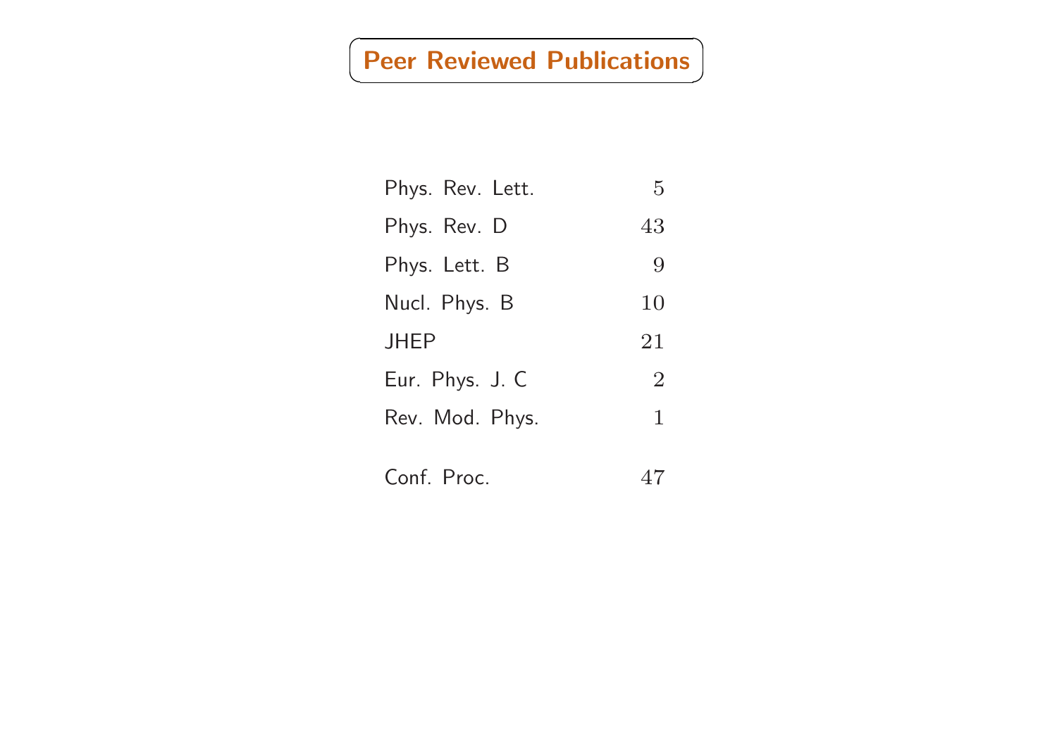# Peer Reviewed Publications

| | |
|---|---|
| Phys. Rev. Lett. | 5 |
| Phys. Rev. D | 43 |
| Phys. Lett. B | 9 |
| Nucl. Phys. B | 10 |
| JHEP | 21 |
| Eur. Phys. J. C | 2 |
| Rev. Mod. Phys. | 1 |
| | |
| Conf. Proc. | 47 |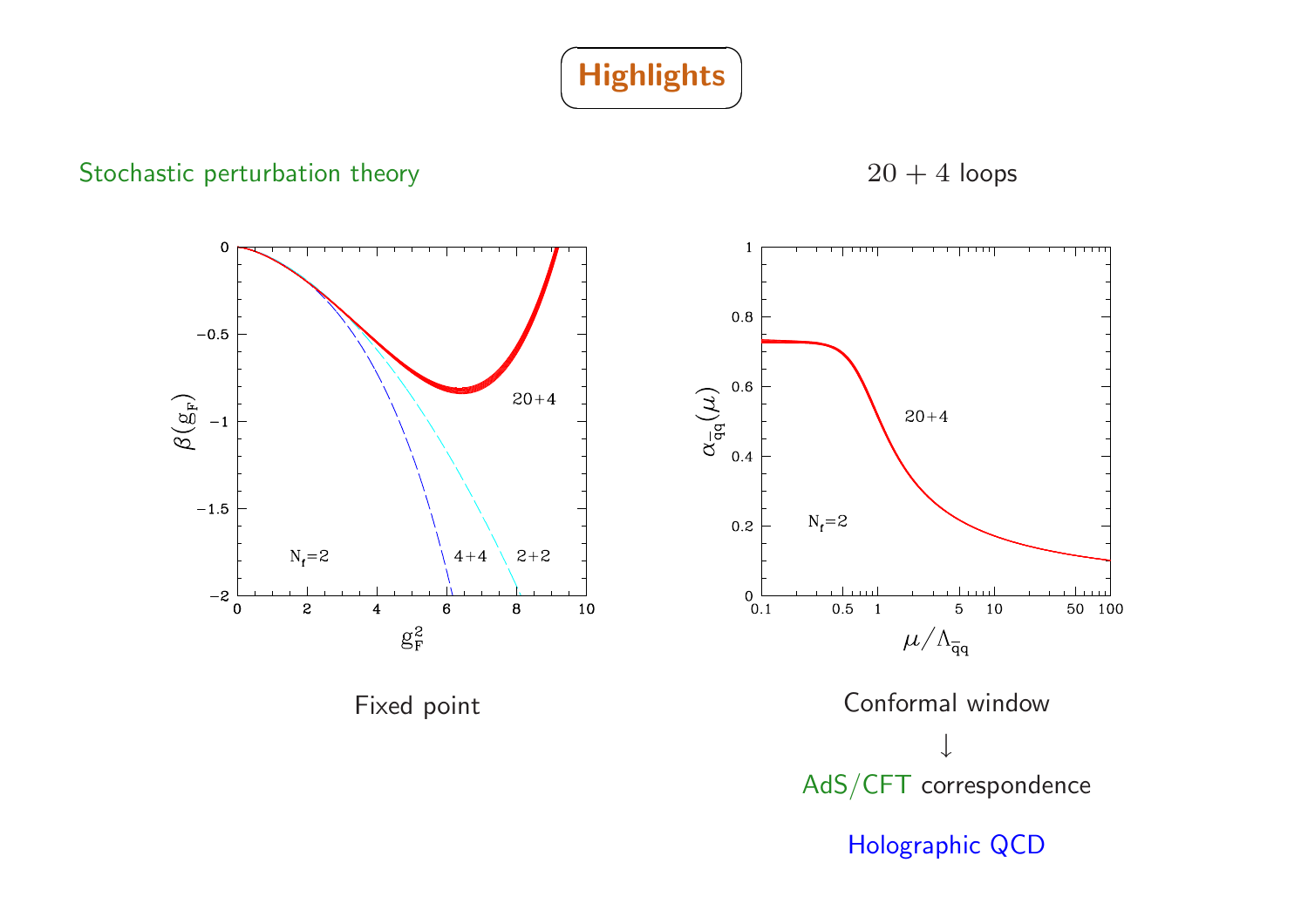# Highlights

Stochastic perturbation theory

$20 + 4$ loops

Fixed point

Conformal window

↓

AdS/CFT correspondence

Holographic QCD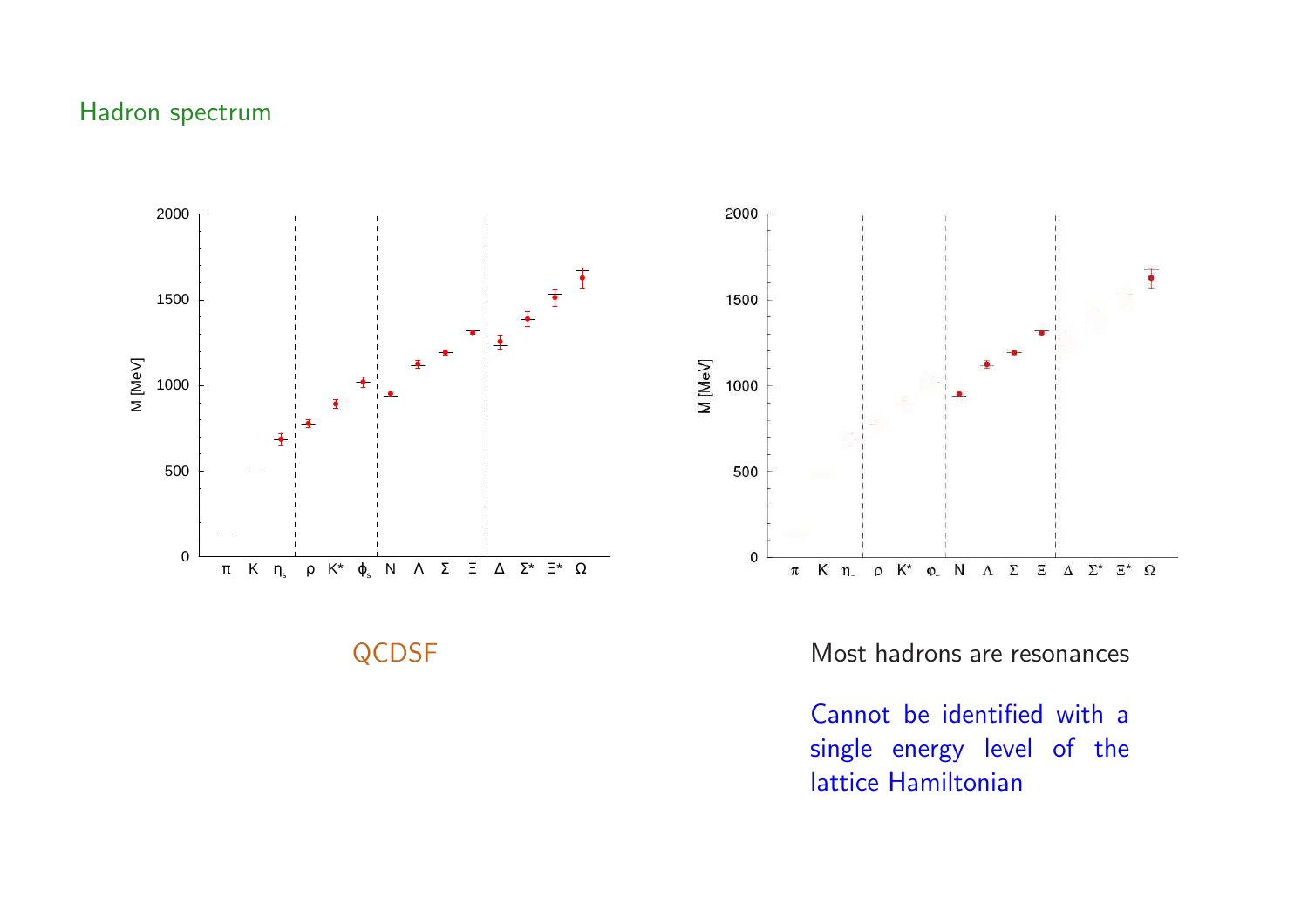## Hadron spectrum

QCDSF

Most hadrons are resonances

Cannot be identified with a single energy level of the lattice Hamiltonian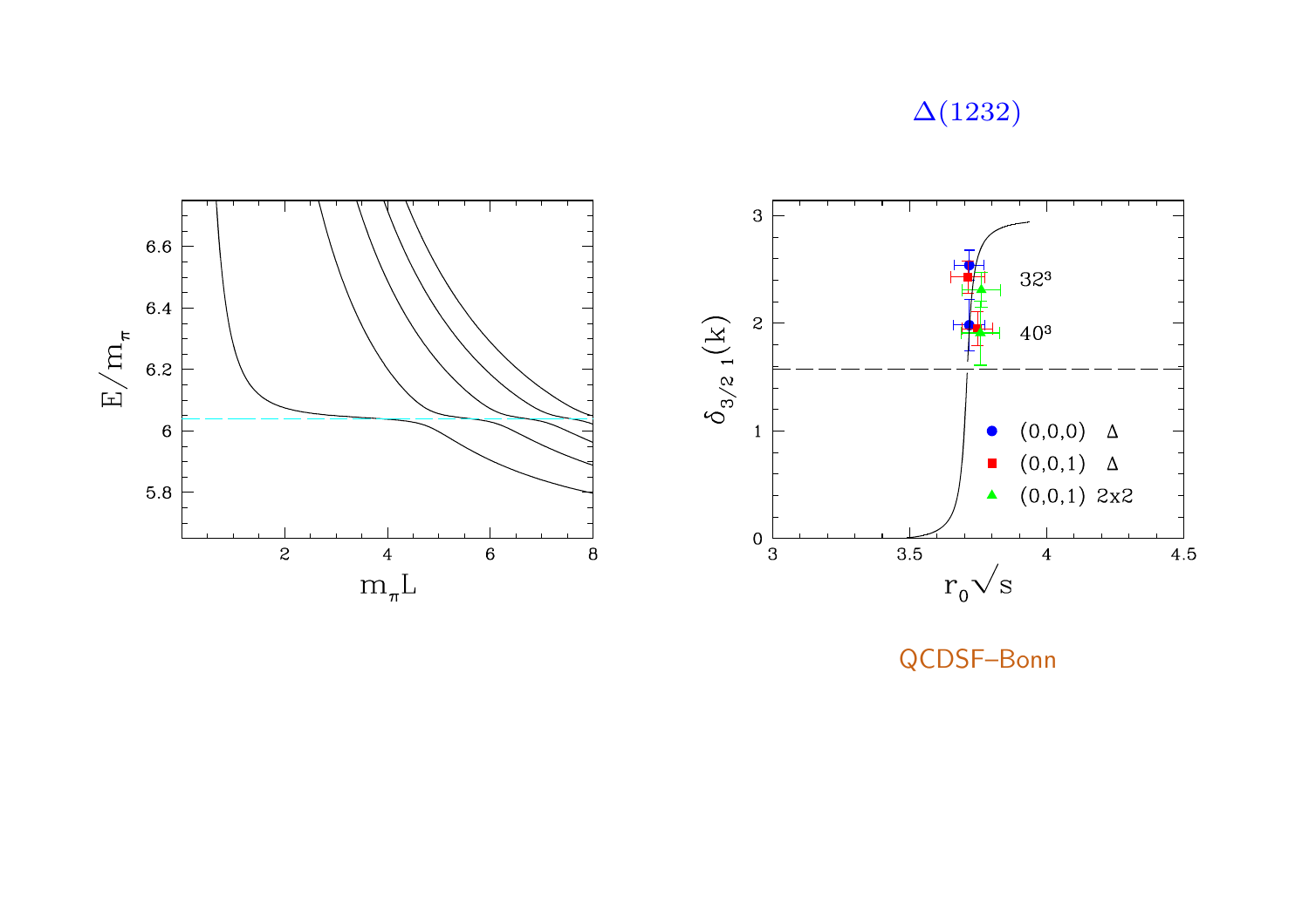$\Delta(1232)$

QCDSF–Bonn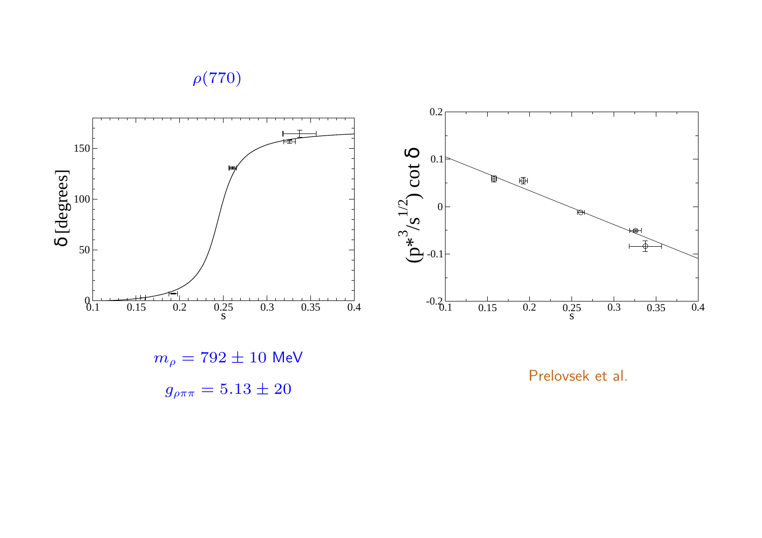$\rho(770)$

$m_\rho = 792 \pm 10$ MeV

$g_{\rho\pi\pi} = 5.13 \pm 20$

Prelovsek et al.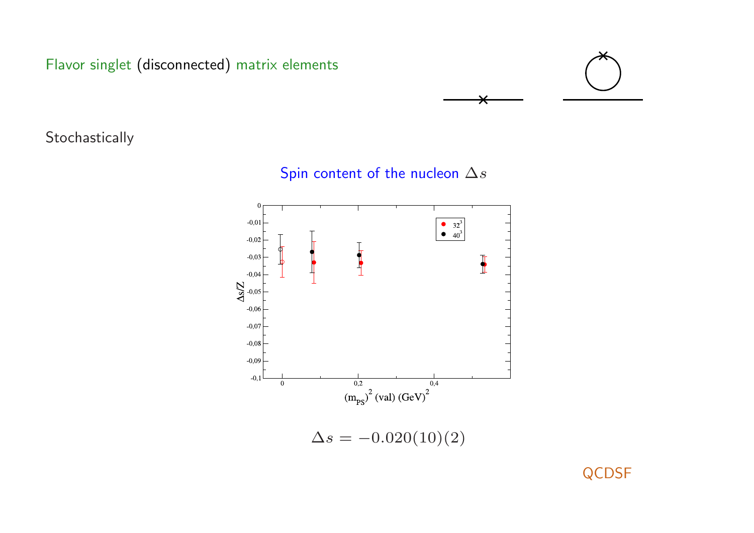Flavor singlet (disconnected) matrix elements

Stochastically

Spin content of the nucleon $\Delta s$

$$\Delta s = -0.020(10)(2)$$

QCDSF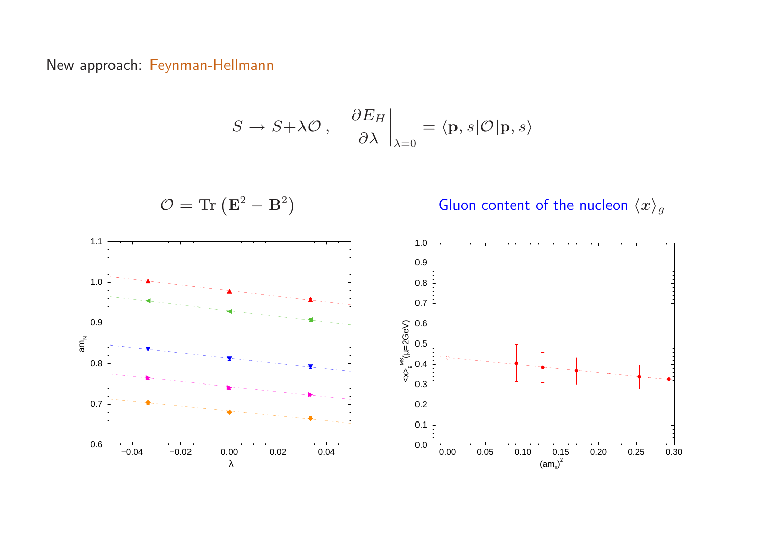New approach: Feynman-Hellmann

$$S \to S + \lambda \mathcal{O}\,, \quad \left.\frac{\partial E_H}{\partial \lambda}\right|_{\lambda=0} = \langle \mathbf{p}, s|\mathcal{O}|\mathbf{p}, s\rangle$$

$$\mathcal{O} = \mathrm{Tr}\left(\mathbf{E}^2 - \mathbf{B}^2\right)$$

Gluon content of the nucleon $\langle x \rangle_g$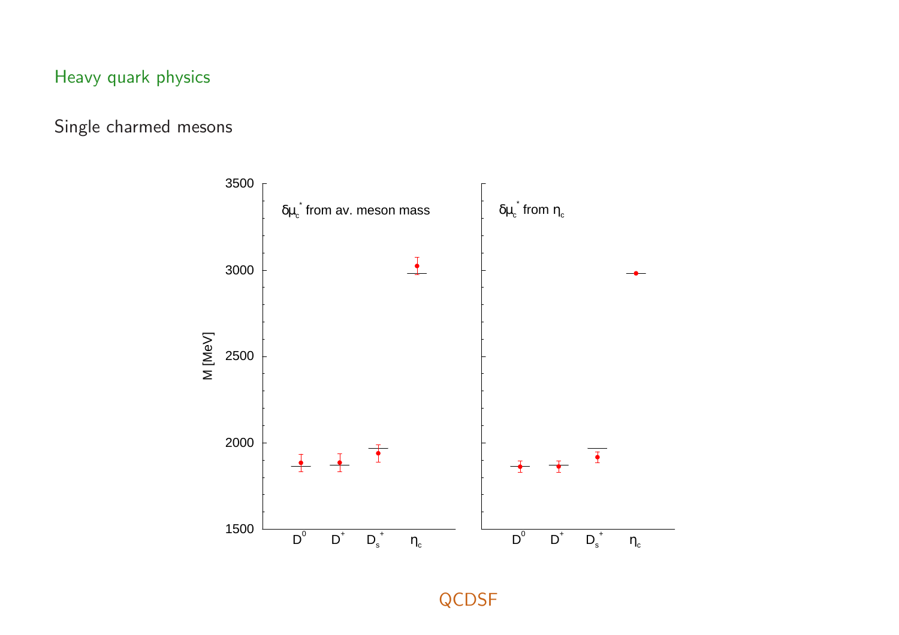## Heavy quark physics

Single charmed mesons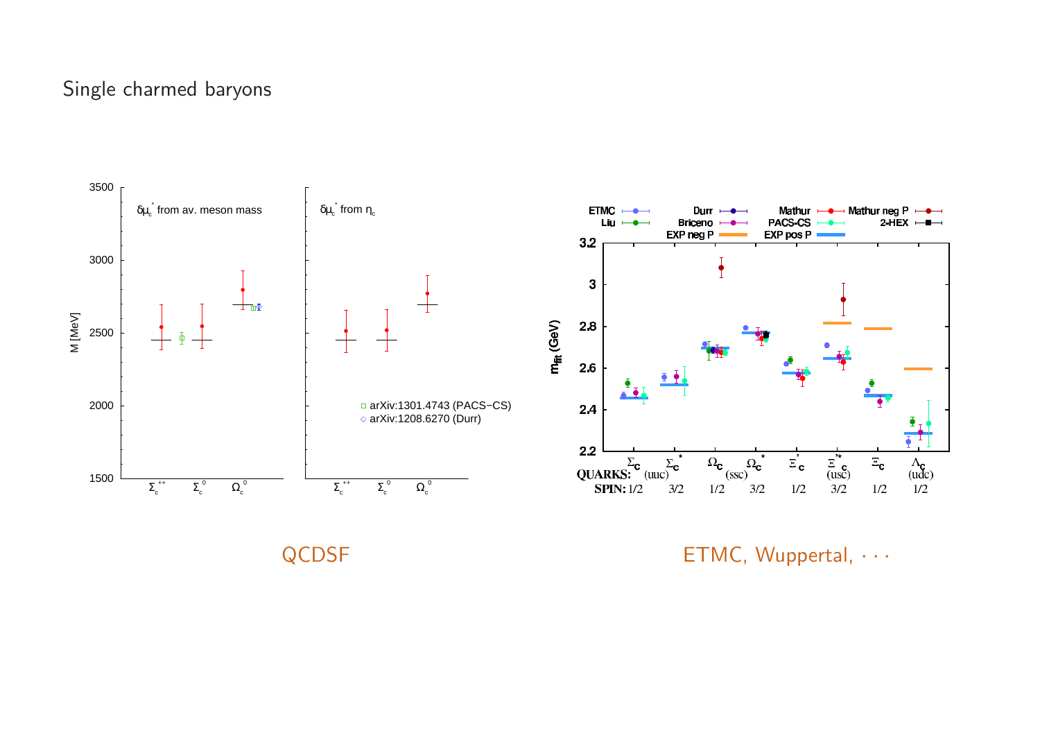# Single charmed baryons

QCDSF

ETMC, Wuppertal, · · ·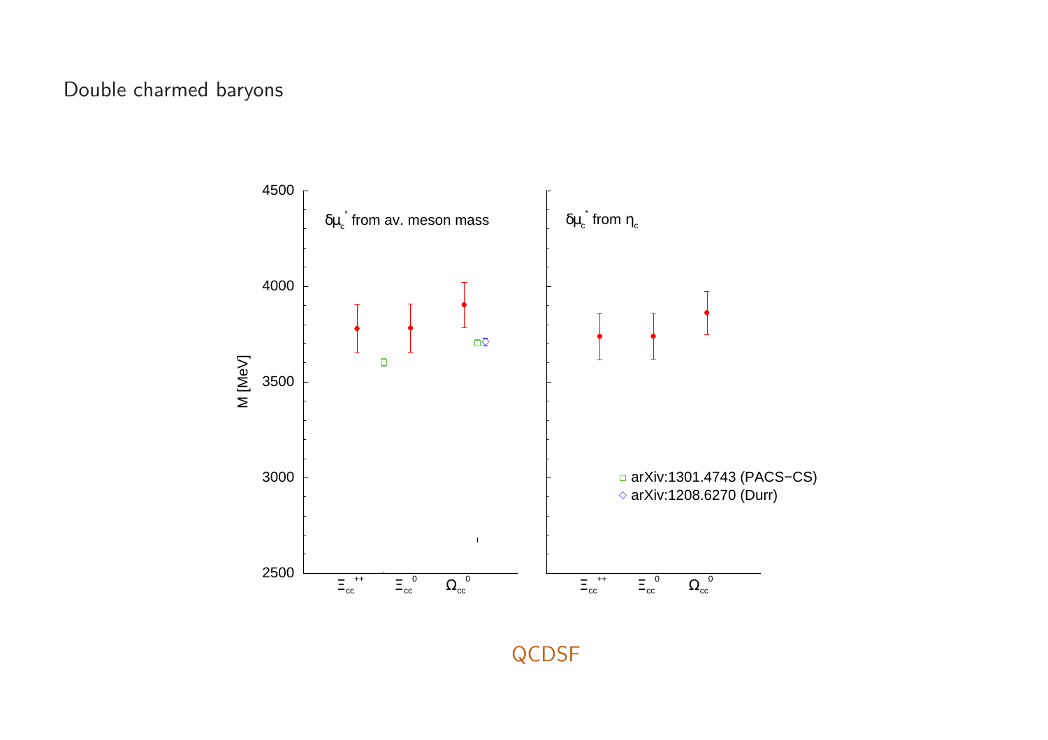Double charmed baryons

$\delta\mu_c^*$ from av. meson mass

$\delta\mu_c^*$ from $\eta_c$

M [MeV]

4500

4000

3500

3000

2500

$\Xi_{cc}^{++}$ $\Xi_{cc}^{0}$ $\Omega_{cc}^{0}$

$\Xi_{cc}^{++}$ $\Xi_{cc}^{0}$ $\Omega_{cc}^{0}$

□ arXiv:1301.4743 (PACS−CS)

◇ arXiv:1208.6270 (Durr)

QCDSF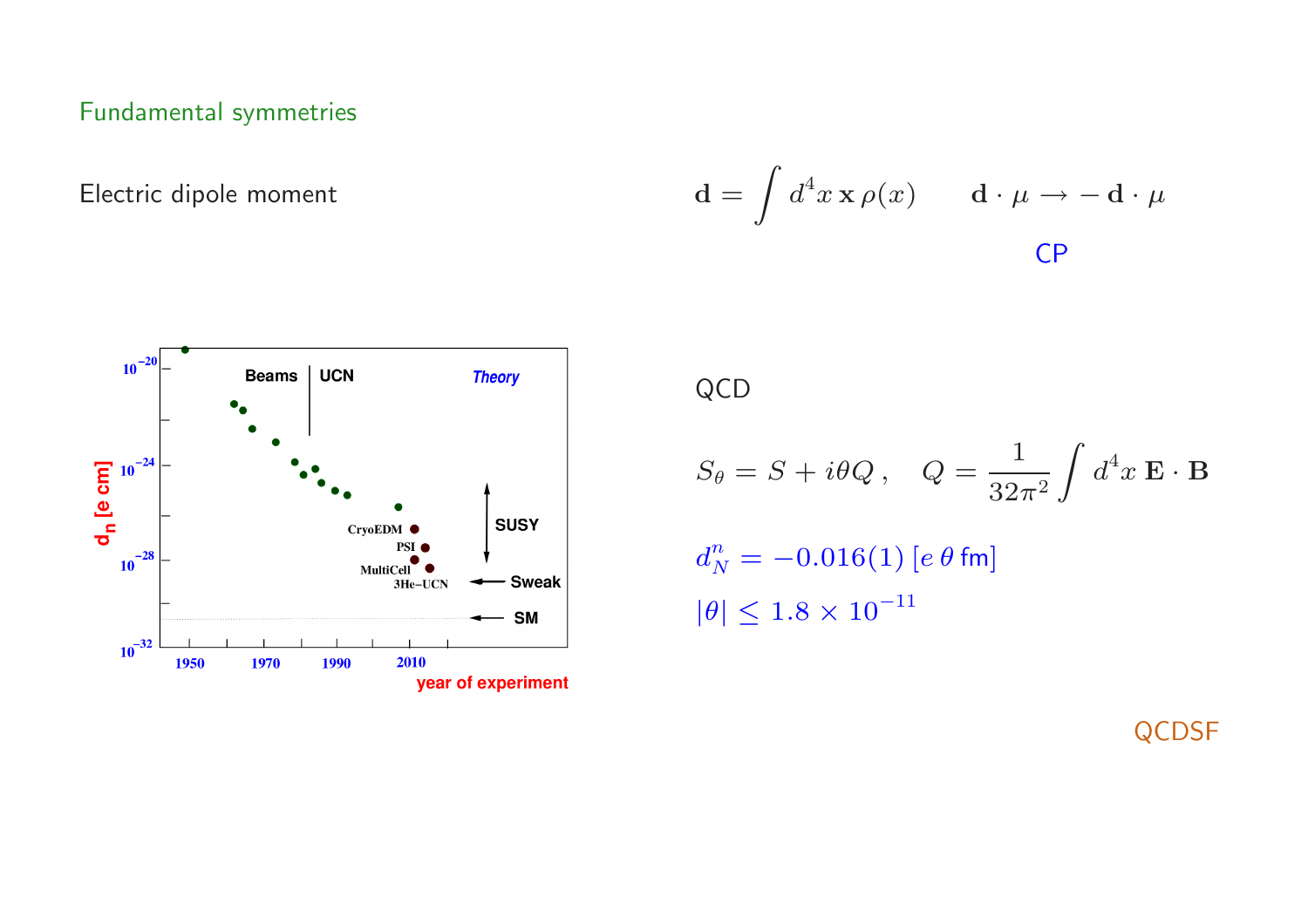## Fundamental symmetries

Electric dipole moment

$$\mathbf{d} = \int d^4x \, \mathbf{x} \, \rho(x) \qquad \mathbf{d} \cdot \mu \rightarrow -\mathbf{d} \cdot \mu$$

CP

QCD

$$S_\theta = S + i\theta Q \, , \quad Q = \frac{1}{32\pi^2} \int d^4x \, \mathbf{E} \cdot \mathbf{B}$$

$$d_N^n = -0.016(1) \; [e \, \theta \, \text{fm}]$$

$$|\theta| \leq 1.8 \times 10^{-11}$$

QCDSF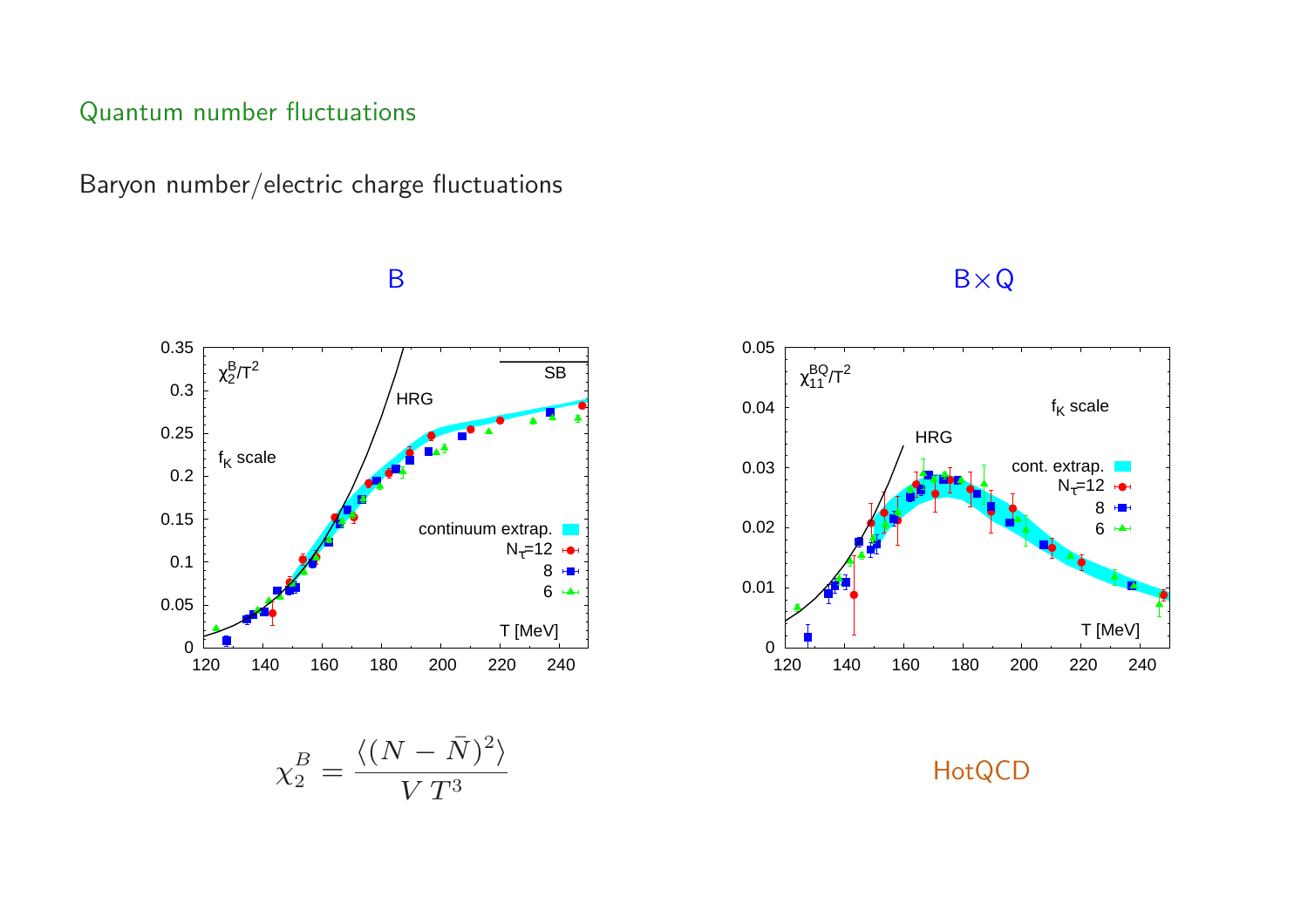## Quantum number fluctuations

Baryon number/electric charge fluctuations

B

B×Q

$$\chi_2^B = \frac{\langle (N - \bar{N})^2 \rangle}{V\, T^3}$$

HotQCD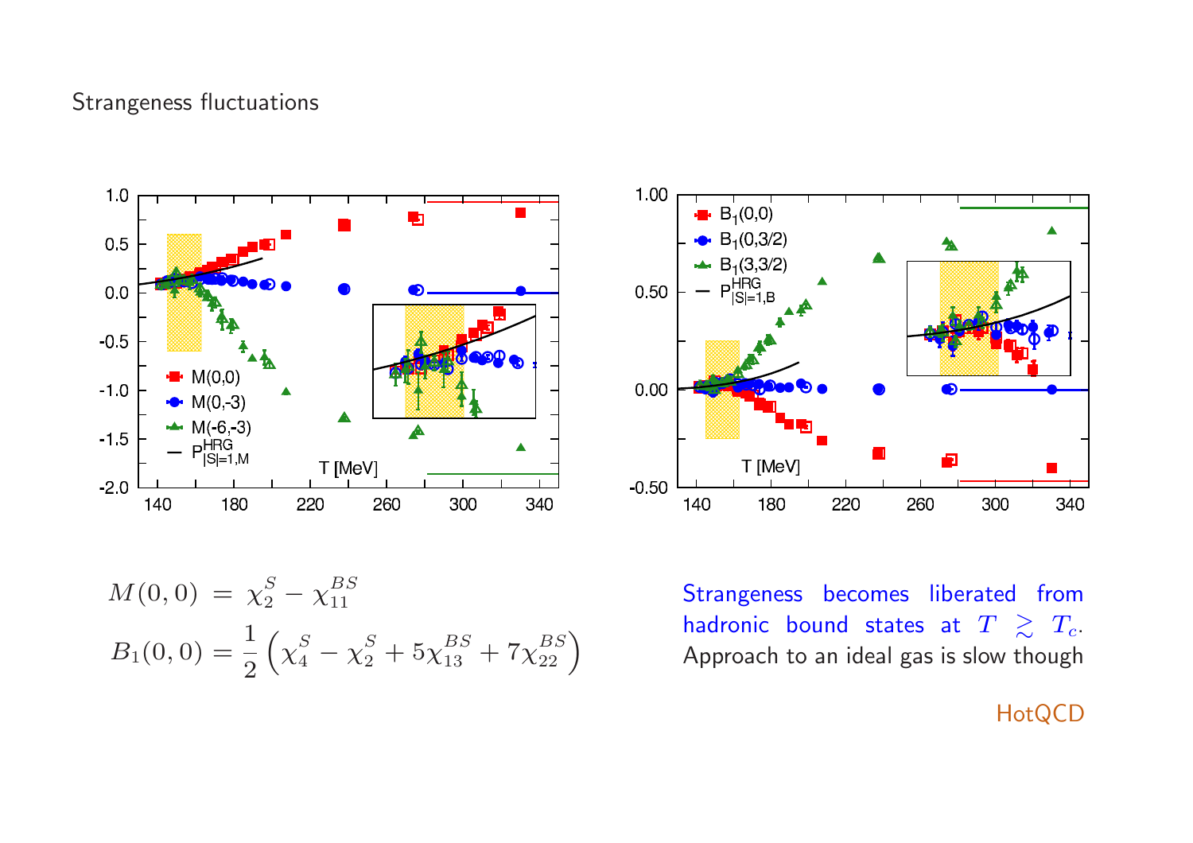# Strangeness fluctuations

$$M(0,0) \;=\; \chi_2^S - \chi_{11}^{BS}$$

$$B_1(0,0) = \frac{1}{2}\left(\chi_4^S - \chi_2^S + 5\chi_{13}^{BS} + 7\chi_{22}^{BS}\right)$$

Strangeness becomes liberated from hadronic bound states at $T \gtrsim T_c$. Approach to an ideal gas is slow though

HotQCD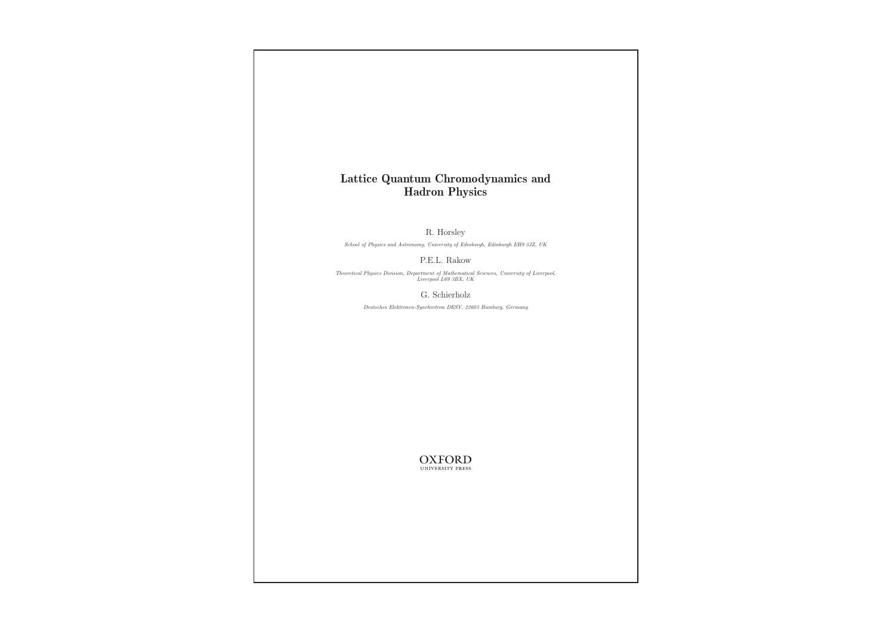# Lattice Quantum Chromodynamics and Hadron Physics

R. Horsley

*School of Physics and Astronomy, University of Edinburgh, Edinburgh EH9 3JZ, UK*

P.E.L. Rakow

*Theoretical Physics Division, Department of Mathematical Sciences, University of Liverpool, Liverpool L69 3BX, UK*

G. Schierholz

*Deutsches Elektronen-Synchrotron DESY, 22603 Hamburg, Germany*

OXFORD
UNIVERSITY PRESS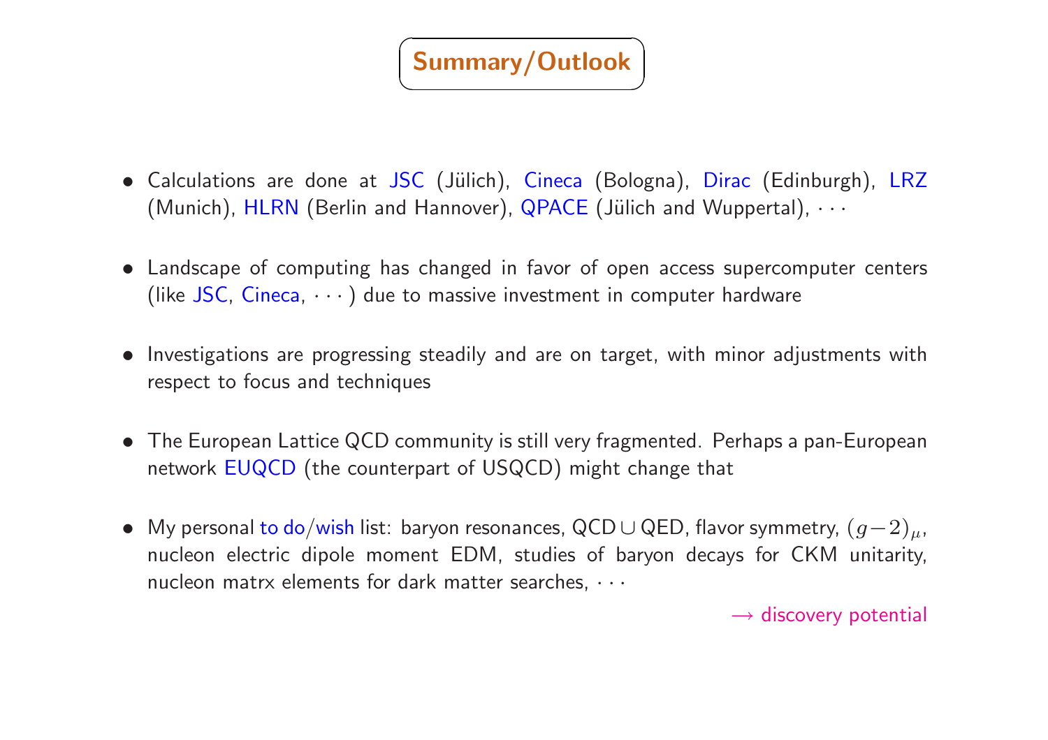# Summary/Outlook

- Calculations are done at JSC (Jülich), Cineca (Bologna), Dirac (Edinburgh), LRZ (Munich), HLRN (Berlin and Hannover), QPACE (Jülich and Wuppertal), $\cdots$

- Landscape of computing has changed in favor of open access supercomputer centers (like JSC, Cineca, $\cdots$) due to massive investment in computer hardware

- Investigations are progressing steadily and are on target, with minor adjustments with respect to focus and techniques

- The European Lattice QCD community is still very fragmented. Perhaps a pan-European network EUQCD (the counterpart of USQCD) might change that

- My personal to do/wish list: baryon resonances, QCD $\cup$ QED, flavor symmetry, $(g-2)_\mu$, nucleon electric dipole moment EDM, studies of baryon decays for CKM unitarity, nucleon matrx elements for dark matter searches, $\cdots$

$\longrightarrow$ discovery potential